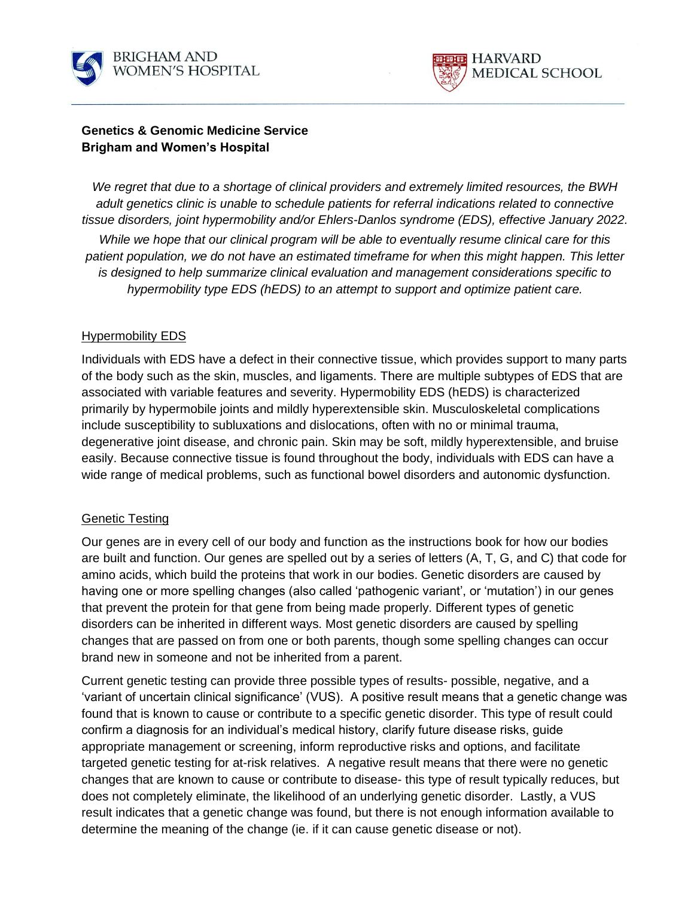BRIGHAM AND WOMEN'S HOSPITAL

HARVARD MEDICAL SCHOOL

**Genetics & Genomic Medicine Service**
**Brigham and Women's Hospital**

*We regret that due to a shortage of clinical providers and extremely limited resources, the BWH adult genetics clinic is unable to schedule patients for referral indications related to connective tissue disorders, joint hypermobility and/or Ehlers-Danlos syndrome (EDS), effective January 2022.*

*While we hope that our clinical program will be able to eventually resume clinical care for this patient population, we do not have an estimated timeframe for when this might happen. This letter is designed to help summarize clinical evaluation and management considerations specific to hypermobility type EDS (hEDS) to an attempt to support and optimize patient care.*

## Hypermobility EDS

Individuals with EDS have a defect in their connective tissue, which provides support to many parts of the body such as the skin, muscles, and ligaments. There are multiple subtypes of EDS that are associated with variable features and severity. Hypermobility EDS (hEDS) is characterized primarily by hypermobile joints and mildly hyperextensible skin. Musculoskeletal complications include susceptibility to subluxations and dislocations, often with no or minimal trauma, degenerative joint disease, and chronic pain. Skin may be soft, mildly hyperextensible, and bruise easily. Because connective tissue is found throughout the body, individuals with EDS can have a wide range of medical problems, such as functional bowel disorders and autonomic dysfunction.

## Genetic Testing

Our genes are in every cell of our body and function as the instructions book for how our bodies are built and function. Our genes are spelled out by a series of letters (A, T, G, and C) that code for amino acids, which build the proteins that work in our bodies. Genetic disorders are caused by having one or more spelling changes (also called 'pathogenic variant', or 'mutation') in our genes that prevent the protein for that gene from being made properly. Different types of genetic disorders can be inherited in different ways. Most genetic disorders are caused by spelling changes that are passed on from one or both parents, though some spelling changes can occur brand new in someone and not be inherited from a parent.

Current genetic testing can provide three possible types of results- possible, negative, and a 'variant of uncertain clinical significance' (VUS). A positive result means that a genetic change was found that is known to cause or contribute to a specific genetic disorder. This type of result could confirm a diagnosis for an individual's medical history, clarify future disease risks, guide appropriate management or screening, inform reproductive risks and options, and facilitate targeted genetic testing for at-risk relatives. A negative result means that there were no genetic changes that are known to cause or contribute to disease- this type of result typically reduces, but does not completely eliminate, the likelihood of an underlying genetic disorder. Lastly, a VUS result indicates that a genetic change was found, but there is not enough information available to determine the meaning of the change (ie. if it can cause genetic disease or not).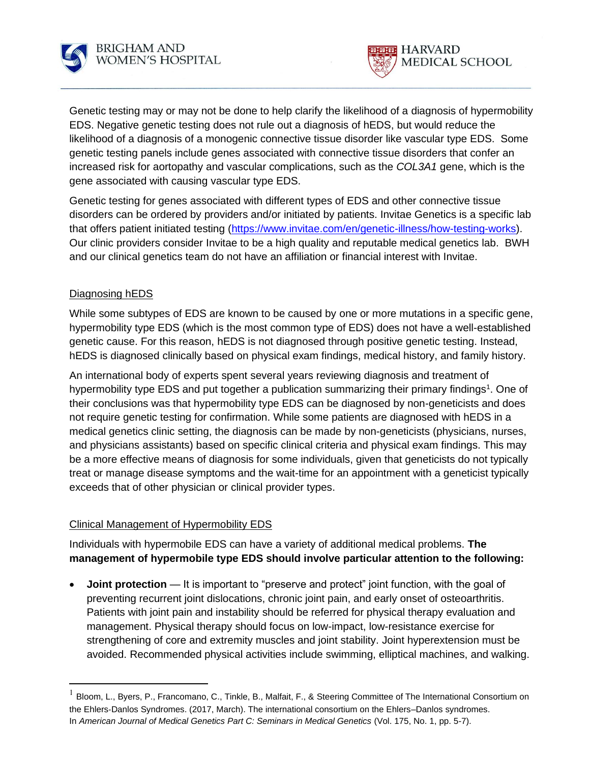Genetic testing may or may not be done to help clarify the likelihood of a diagnosis of hypermobility EDS. Negative genetic testing does not rule out a diagnosis of hEDS, but would reduce the likelihood of a diagnosis of a monogenic connective tissue disorder like vascular type EDS. Some genetic testing panels include genes associated with connective tissue disorders that confer an increased risk for aortopathy and vascular complications, such as the *COL3A1* gene, which is the gene associated with causing vascular type EDS.

Genetic testing for genes associated with different types of EDS and other connective tissue disorders can be ordered by providers and/or initiated by patients. Invitae Genetics is a specific lab that offers patient initiated testing ([https://www.invitae.com/en/genetic-illness/how-testing-works](https://www.invitae.com/en/genetic-illness/how-testing-works)). Our clinic providers consider Invitae to be a high quality and reputable medical genetics lab. BWH and our clinical genetics team do not have an affiliation or financial interest with Invitae.

## Diagnosing hEDS

While some subtypes of EDS are known to be caused by one or more mutations in a specific gene, hypermobility type EDS (which is the most common type of EDS) does not have a well-established genetic cause. For this reason, hEDS is not diagnosed through positive genetic testing. Instead, hEDS is diagnosed clinically based on physical exam findings, medical history, and family history.

An international body of experts spent several years reviewing diagnosis and treatment of hypermobility type EDS and put together a publication summarizing their primary findings[1]. One of their conclusions was that hypermobility type EDS can be diagnosed by non-geneticists and does not require genetic testing for confirmation. While some patients are diagnosed with hEDS in a medical genetics clinic setting, the diagnosis can be made by non-geneticists (physicians, nurses, and physicians assistants) based on specific clinical criteria and physical exam findings. This may be a more effective means of diagnosis for some individuals, given that geneticists do not typically treat or manage disease symptoms and the wait-time for an appointment with a geneticist typically exceeds that of other physician or clinical provider types.

## Clinical Management of Hypermobility EDS

Individuals with hypermobile EDS can have a variety of additional medical problems. **The management of hypermobile type EDS should involve particular attention to the following:**

- **Joint protection** — It is important to "preserve and protect" joint function, with the goal of preventing recurrent joint dislocations, chronic joint pain, and early onset of osteoarthritis. Patients with joint pain and instability should be referred for physical therapy evaluation and management. Physical therapy should focus on low-impact, low-resistance exercise for strengthening of core and extremity muscles and joint stability. Joint hyperextension must be avoided. Recommended physical activities include swimming, elliptical machines, and walking.

---

[1] Bloom, L., Byers, P., Francomano, C., Tinkle, B., Malfait, F., & Steering Committee of The International Consortium on the Ehlers-Danlos Syndromes. (2017, March). The international consortium on the Ehlers–Danlos syndromes. In *American Journal of Medical Genetics Part C: Seminars in Medical Genetics* (Vol. 175, No. 1, pp. 5-7).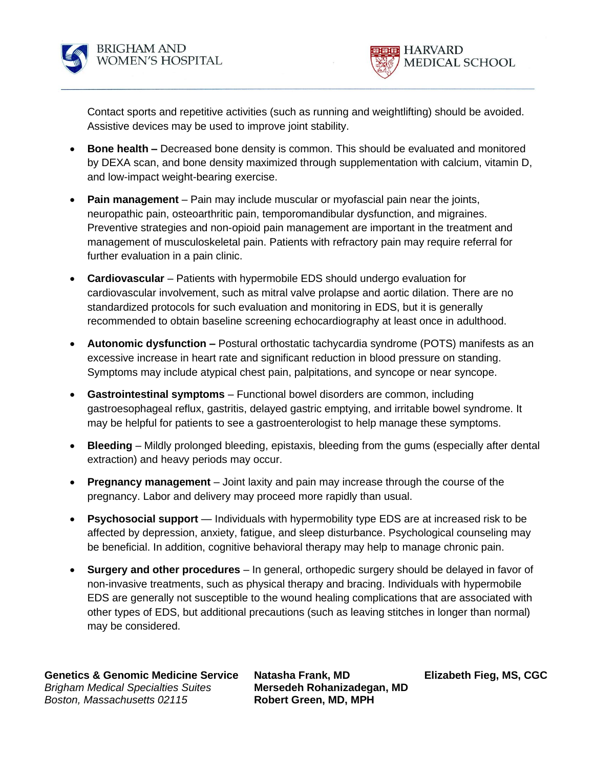Contact sports and repetitive activities (such as running and weightlifting) should be avoided. Assistive devices may be used to improve joint stability.

- **Bone health –** Decreased bone density is common. This should be evaluated and monitored by DEXA scan, and bone density maximized through supplementation with calcium, vitamin D, and low-impact weight-bearing exercise.

- **Pain management** – Pain may include muscular or myofascial pain near the joints, neuropathic pain, osteoarthritic pain, temporomandibular dysfunction, and migraines. Preventive strategies and non-opioid pain management are important in the treatment and management of musculoskeletal pain. Patients with refractory pain may require referral for further evaluation in a pain clinic.

- **Cardiovascular** – Patients with hypermobile EDS should undergo evaluation for cardiovascular involvement, such as mitral valve prolapse and aortic dilation. There are no standardized protocols for such evaluation and monitoring in EDS, but it is generally recommended to obtain baseline screening echocardiography at least once in adulthood.

- **Autonomic dysfunction –** Postural orthostatic tachycardia syndrome (POTS) manifests as an excessive increase in heart rate and significant reduction in blood pressure on standing. Symptoms may include atypical chest pain, palpitations, and syncope or near syncope.

- **Gastrointestinal symptoms** – Functional bowel disorders are common, including gastroesophageal reflux, gastritis, delayed gastric emptying, and irritable bowel syndrome. It may be helpful for patients to see a gastroenterologist to help manage these symptoms.

- **Bleeding** – Mildly prolonged bleeding, epistaxis, bleeding from the gums (especially after dental extraction) and heavy periods may occur.

- **Pregnancy management** – Joint laxity and pain may increase through the course of the pregnancy. Labor and delivery may proceed more rapidly than usual.

- **Psychosocial support** — Individuals with hypermobility type EDS are at increased risk to be affected by depression, anxiety, fatigue, and sleep disturbance. Psychological counseling may be beneficial. In addition, cognitive behavioral therapy may help to manage chronic pain.

- **Surgery and other procedures** – In general, orthopedic surgery should be delayed in favor of non-invasive treatments, such as physical therapy and bracing. Individuals with hypermobile EDS are generally not susceptible to the wound healing complications that are associated with other types of EDS, but additional precautions (such as leaving stitches in longer than normal) may be considered.

**Genetics & Genomic Medicine Service**
*Brigham Medical Specialties Suites*
*Boston, Massachusetts 02115*

**Natasha Frank, MD**
**Mersedeh Rohanizadegan, MD**
**Robert Green, MD, MPH**

**Elizabeth Fieg, MS, CGC**